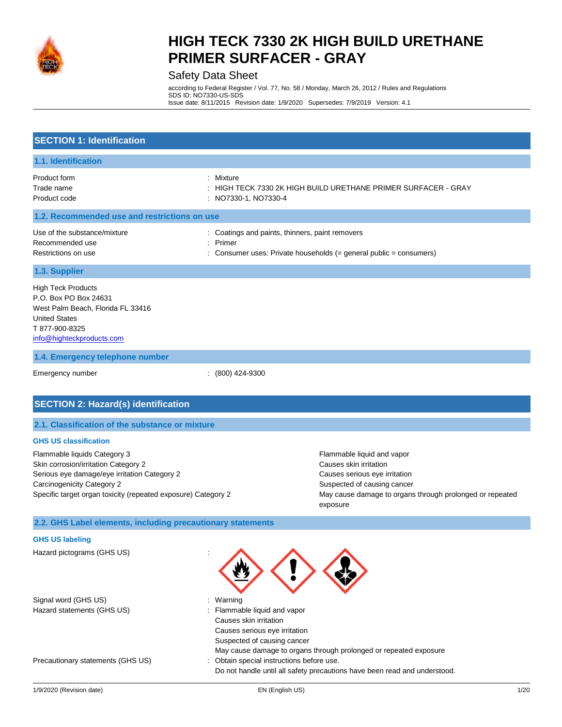# HIGH TECK 7330 2K HIGH BUILD URETHANE PRIMER SURFACER - GRAY

Safety Data Sheet

according to Federal Register / Vol. 77, No. 58 / Monday, March 26, 2012 / Rules and Regulations
SDS ID: NO7330-US-SDS
Issue date: 8/11/2015 Revision date: 1/9/2020 Supersedes: 7/9/2019 Version: 4.1

## SECTION 1: Identification

### 1.1. Identification

| | |
|---|---|
| Product form | : Mixture |
| Trade name | : HIGH TECK 7330 2K HIGH BUILD URETHANE PRIMER SURFACER - GRAY |
| Product code | : NO7330-1, NO7330-4 |

### 1.2. Recommended use and restrictions on use

| | |
|---|---|
| Use of the substance/mixture | : Coatings and paints, thinners, paint removers |
| Recommended use | : Primer |
| Restrictions on use | : Consumer uses: Private households (= general public = consumers) |

### 1.3. Supplier

High Teck Products
P.O. Box PO Box 24631
West Palm Beach, Florida FL 33416
United States
T 877-900-8325
info@highteckproducts.com

### 1.4. Emergency telephone number

| | |
|---|---|
| Emergency number | : (800) 424-9300 |

## SECTION 2: Hazard(s) identification

### 2.1. Classification of the substance or mixture

#### GHS US classification

| | |
|---|---|
| Flammable liquids Category 3 | Flammable liquid and vapor |
| Skin corrosion/irritation Category 2 | Causes skin irritation |
| Serious eye damage/eye irritation Category 2 | Causes serious eye irritation |
| Carcinogenicity Category 2 | Suspected of causing cancer |
| Specific target organ toxicity (repeated exposure) Category 2 | May cause damage to organs through prolonged or repeated exposure |

### 2.2. GHS Label elements, including precautionary statements

#### GHS US labeling

Hazard pictograms (GHS US) :

Signal word (GHS US) : Warning

Hazard statements (GHS US) :
Flammable liquid and vapor
Causes skin irritation
Causes serious eye irritation
Suspected of causing cancer
May cause damage to organs through prolonged or repeated exposure

Precautionary statements (GHS US) :
Obtain special instructions before use.
Do not handle until all safety precautions have been read and understood.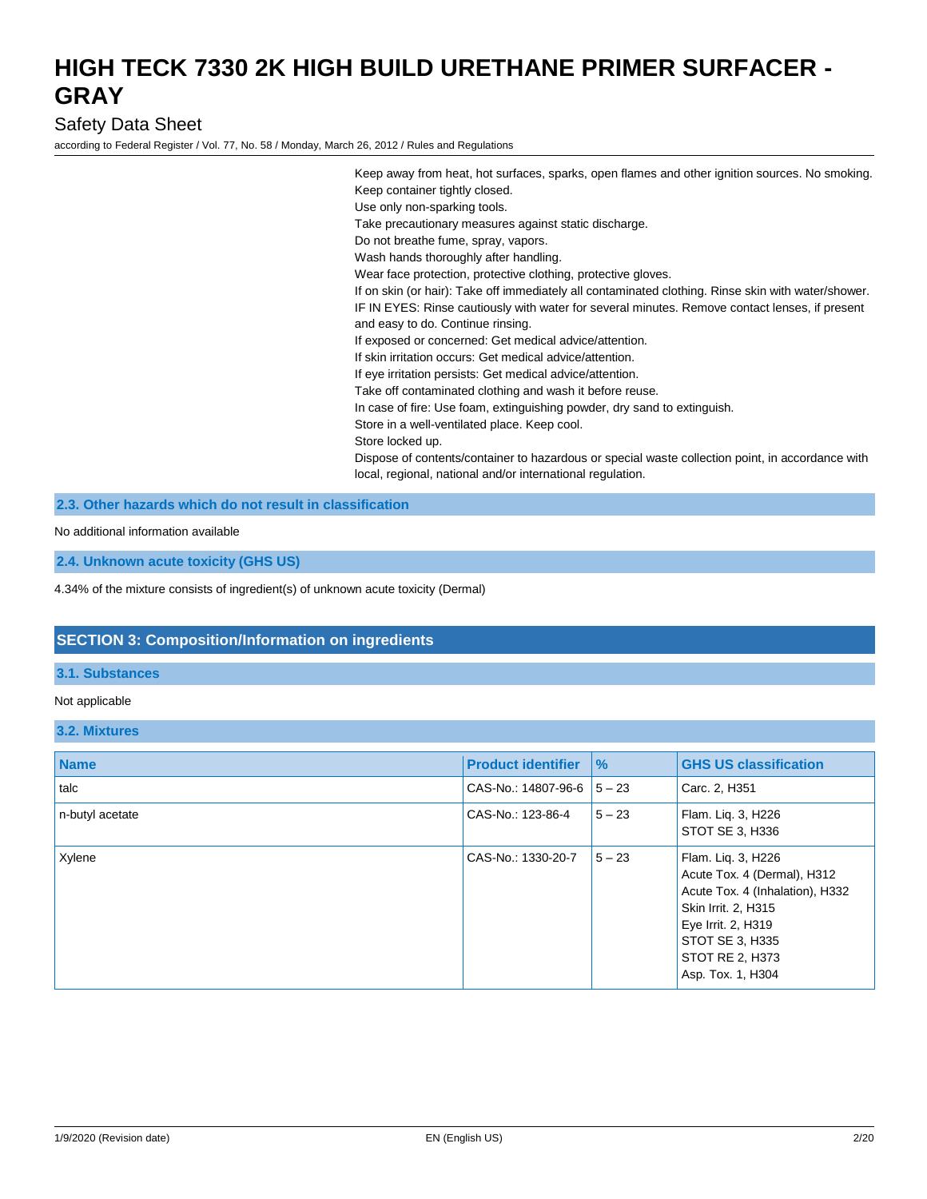Keep away from heat, hot surfaces, sparks, open flames and other ignition sources. No smoking.
Keep container tightly closed.
Use only non-sparking tools.
Take precautionary measures against static discharge.
Do not breathe fume, spray, vapors.
Wash hands thoroughly after handling.
Wear face protection, protective clothing, protective gloves.
If on skin (or hair): Take off immediately all contaminated clothing. Rinse skin with water/shower.
IF IN EYES: Rinse cautiously with water for several minutes. Remove contact lenses, if present and easy to do. Continue rinsing.
If exposed or concerned: Get medical advice/attention.
If skin irritation occurs: Get medical advice/attention.
If eye irritation persists: Get medical advice/attention.
Take off contaminated clothing and wash it before reuse.
In case of fire: Use foam, extinguishing powder, dry sand to extinguish.
Store in a well-ventilated place. Keep cool.
Store locked up.
Dispose of contents/container to hazardous or special waste collection point, in accordance with local, regional, national and/or international regulation.

### 2.3. Other hazards which do not result in classification

No additional information available

### 2.4. Unknown acute toxicity (GHS US)

4.34% of the mixture consists of ingredient(s) of unknown acute toxicity (Dermal)

## SECTION 3: Composition/Information on ingredients

### 3.1. Substances

Not applicable

### 3.2. Mixtures

| Name | Product identifier | % | GHS US classification |
|---|---|---|---|
| talc | CAS-No.: 14807-96-6 | 5 – 23 | Carc. 2, H351 |
| n-butyl acetate | CAS-No.: 123-86-4 | 5 – 23 | Flam. Liq. 3, H226<br>STOT SE 3, H336 |
| Xylene | CAS-No.: 1330-20-7 | 5 – 23 | Flam. Liq. 3, H226<br>Acute Tox. 4 (Dermal), H312<br>Acute Tox. 4 (Inhalation), H332<br>Skin Irrit. 2, H315<br>Eye Irrit. 2, H319<br>STOT SE 3, H335<br>STOT RE 2, H373<br>Asp. Tox. 1, H304 |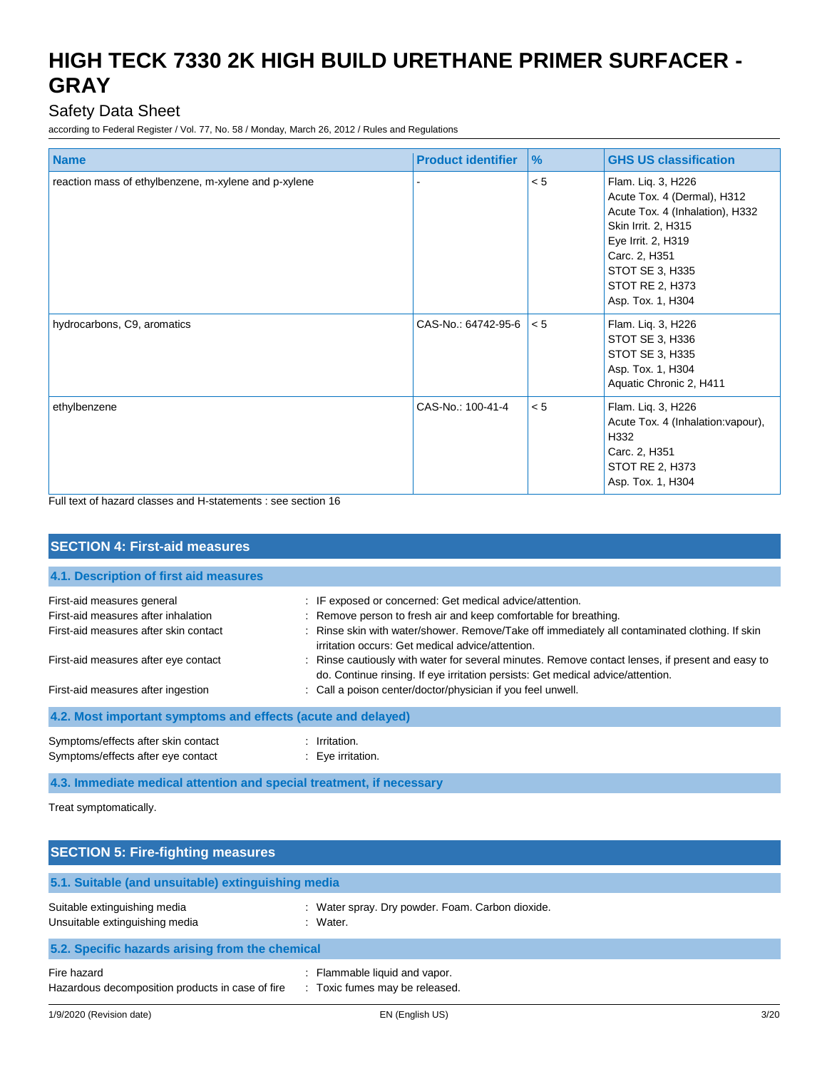| Name | Product identifier | % | GHS US classification |
|---|---|---|---|
| reaction mass of ethylbenzene, m-xylene and p-xylene | - | < 5 | Flam. Liq. 3, H226<br>Acute Tox. 4 (Dermal), H312<br>Acute Tox. 4 (Inhalation), H332<br>Skin Irrit. 2, H315<br>Eye Irrit. 2, H319<br>Carc. 2, H351<br>STOT SE 3, H335<br>STOT RE 2, H373<br>Asp. Tox. 1, H304 |
| hydrocarbons, C9, aromatics | CAS-No.: 64742-95-6 | < 5 | Flam. Liq. 3, H226<br>STOT SE 3, H336<br>STOT SE 3, H335<br>Asp. Tox. 1, H304<br>Aquatic Chronic 2, H411 |
| ethylbenzene | CAS-No.: 100-41-4 | < 5 | Flam. Liq. 3, H226<br>Acute Tox. 4 (Inhalation:vapour), H332<br>Carc. 2, H351<br>STOT RE 2, H373<br>Asp. Tox. 1, H304 |

Full text of hazard classes and H-statements : see section 16

## SECTION 4: First-aid measures

### 4.1. Description of first aid measures

First-aid measures general : IF exposed or concerned: Get medical advice/attention.

First-aid measures after inhalation : Remove person to fresh air and keep comfortable for breathing.

First-aid measures after skin contact : Rinse skin with water/shower. Remove/Take off immediately all contaminated clothing. If skin irritation occurs: Get medical advice/attention.

First-aid measures after eye contact : Rinse cautiously with water for several minutes. Remove contact lenses, if present and easy to do. Continue rinsing. If eye irritation persists: Get medical advice/attention.

First-aid measures after ingestion : Call a poison center/doctor/physician if you feel unwell.

### 4.2. Most important symptoms and effects (acute and delayed)

Symptoms/effects after skin contact : Irritation.

Symptoms/effects after eye contact : Eye irritation.

### 4.3. Immediate medical attention and special treatment, if necessary

Treat symptomatically.

## SECTION 5: Fire-fighting measures

### 5.1. Suitable (and unsuitable) extinguishing media

Suitable extinguishing media : Water spray. Dry powder. Foam. Carbon dioxide.

Unsuitable extinguishing media : Water.

### 5.2. Specific hazards arising from the chemical

Fire hazard : Flammable liquid and vapor.

Hazardous decomposition products in case of fire : Toxic fumes may be released.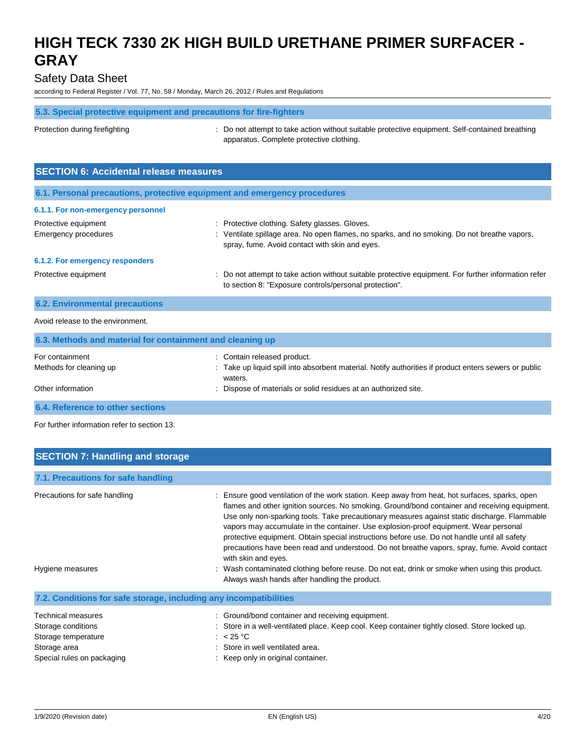### 5.3. Special protective equipment and precautions for fire-fighters

| | |
|---|---|
| Protection during firefighting | : Do not attempt to take action without suitable protective equipment. Self-contained breathing apparatus. Complete protective clothing. |

## SECTION 6: Accidental release measures

### 6.1. Personal precautions, protective equipment and emergency procedures

#### 6.1.1. For non-emergency personnel

| | |
|---|---|
| Protective equipment | : Protective clothing. Safety glasses. Gloves. |
| Emergency procedures | : Ventilate spillage area. No open flames, no sparks, and no smoking. Do not breathe vapors, spray, fume. Avoid contact with skin and eyes. |

#### 6.1.2. For emergency responders

| | |
|---|---|
| Protective equipment | : Do not attempt to take action without suitable protective equipment. For further information refer to section 8: "Exposure controls/personal protection". |

### 6.2. Environmental precautions

Avoid release to the environment.

### 6.3. Methods and material for containment and cleaning up

| | |
|---|---|
| For containment | : Contain released product. |
| Methods for cleaning up | : Take up liquid spill into absorbent material. Notify authorities if product enters sewers or public waters. |
| Other information | : Dispose of materials or solid residues at an authorized site. |

### 6.4. Reference to other sections

For further information refer to section 13.

## SECTION 7: Handling and storage

### 7.1. Precautions for safe handling

| | |
|---|---|
| Precautions for safe handling | : Ensure good ventilation of the work station. Keep away from heat, hot surfaces, sparks, open flames and other ignition sources. No smoking. Ground/bond container and receiving equipment. Use only non-sparking tools. Take precautionary measures against static discharge. Flammable vapors may accumulate in the container. Use explosion-proof equipment. Wear personal protective equipment. Obtain special instructions before use. Do not handle until all safety precautions have been read and understood. Do not breathe vapors, spray, fume. Avoid contact with skin and eyes. |
| Hygiene measures | : Wash contaminated clothing before reuse. Do not eat, drink or smoke when using this product. Always wash hands after handling the product. |

### 7.2. Conditions for safe storage, including any incompatibilities

| | |
|---|---|
| Technical measures | : Ground/bond container and receiving equipment. |
| Storage conditions | : Store in a well-ventilated place. Keep cool. Keep container tightly closed. Store locked up. |
| Storage temperature | : < 25 °C |
| Storage area | : Store in well ventilated area. |
| Special rules on packaging | : Keep only in original container. |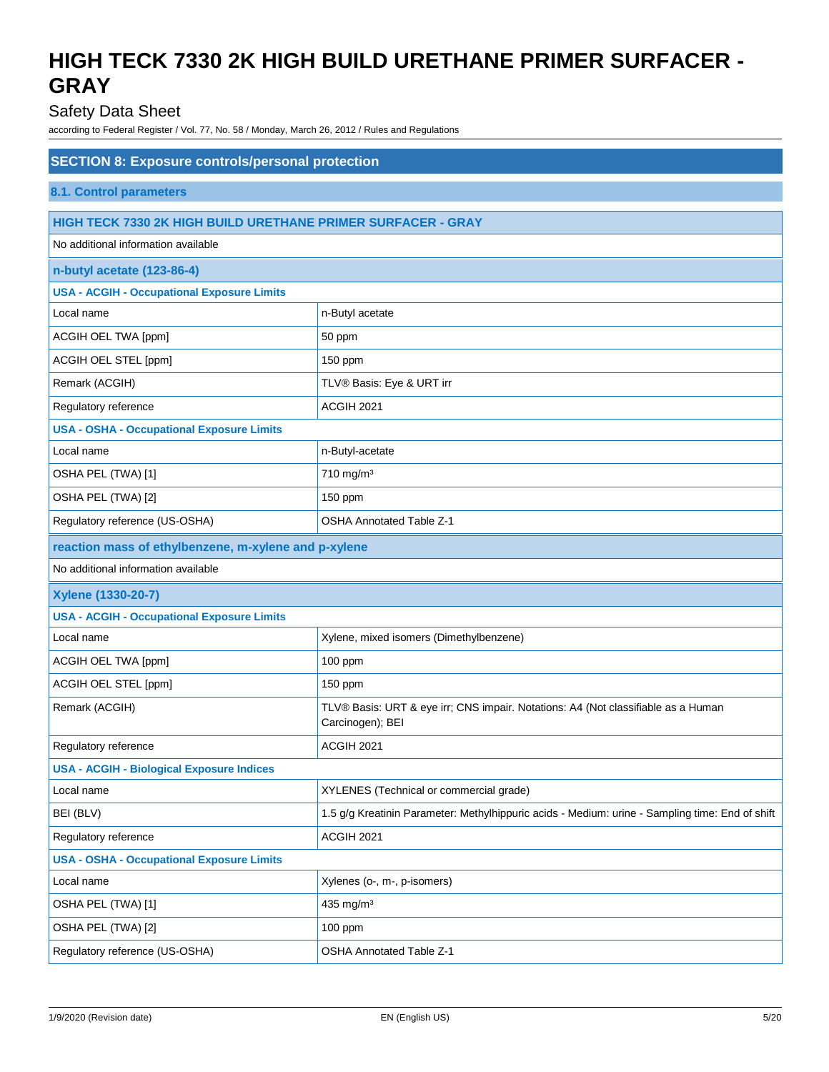## SECTION 8: Exposure controls/personal protection

### 8.1. Control parameters

| HIGH TECK 7330 2K HIGH BUILD URETHANE PRIMER SURFACER - GRAY | |
|---|---|
| No additional information available | |

| n-butyl acetate (123-86-4) | |
|---|---|
| **USA - ACGIH - Occupational Exposure Limits** | |
| Local name | n-Butyl acetate |
| ACGIH OEL TWA [ppm] | 50 ppm |
| ACGIH OEL STEL [ppm] | 150 ppm |
| Remark (ACGIH) | TLV® Basis: Eye & URT irr |
| Regulatory reference | ACGIH 2021 |
| **USA - OSHA - Occupational Exposure Limits** | |
| Local name | n-Butyl-acetate |
| OSHA PEL (TWA) [1] | 710 mg/m³ |
| OSHA PEL (TWA) [2] | 150 ppm |
| Regulatory reference (US-OSHA) | OSHA Annotated Table Z-1 |

| reaction mass of ethylbenzene, m-xylene and p-xylene | |
|---|---|
| No additional information available | |

| Xylene (1330-20-7) | |
|---|---|
| **USA - ACGIH - Occupational Exposure Limits** | |
| Local name | Xylene, mixed isomers (Dimethylbenzene) |
| ACGIH OEL TWA [ppm] | 100 ppm |
| ACGIH OEL STEL [ppm] | 150 ppm |
| Remark (ACGIH) | TLV® Basis: URT & eye irr; CNS impair. Notations: A4 (Not classifiable as a Human Carcinogen); BEI |
| Regulatory reference | ACGIH 2021 |
| **USA - ACGIH - Biological Exposure Indices** | |
| Local name | XYLENES (Technical or commercial grade) |
| BEI (BLV) | 1.5 g/g Kreatinin Parameter: Methylhippuric acids - Medium: urine - Sampling time: End of shift |
| Regulatory reference | ACGIH 2021 |
| **USA - OSHA - Occupational Exposure Limits** | |
| Local name | Xylenes (o-, m-, p-isomers) |
| OSHA PEL (TWA) [1] | 435 mg/m³ |
| OSHA PEL (TWA) [2] | 100 ppm |
| Regulatory reference (US-OSHA) | OSHA Annotated Table Z-1 |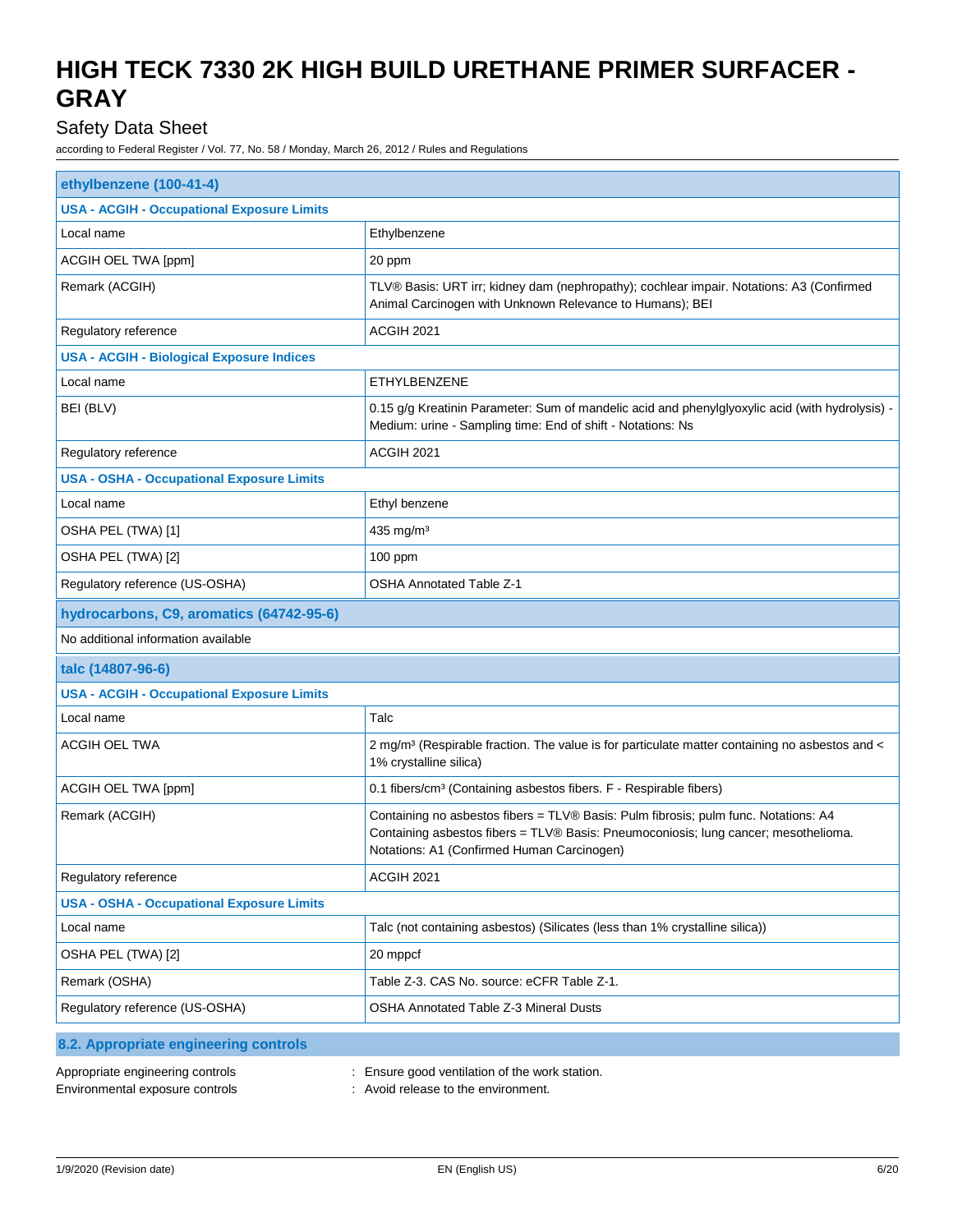| ethylbenzene (100-41-4) | |
|---|---|
| **USA - ACGIH - Occupational Exposure Limits** | |
| Local name | Ethylbenzene |
| ACGIH OEL TWA [ppm] | 20 ppm |
| Remark (ACGIH) | TLV® Basis: URT irr; kidney dam (nephropathy); cochlear impair. Notations: A3 (Confirmed Animal Carcinogen with Unknown Relevance to Humans); BEI |
| Regulatory reference | ACGIH 2021 |
| **USA - ACGIH - Biological Exposure Indices** | |
| Local name | ETHYLBENZENE |
| BEI (BLV) | 0.15 g/g Kreatinin Parameter: Sum of mandelic acid and phenylglyoxylic acid (with hydrolysis) - Medium: urine - Sampling time: End of shift - Notations: Ns |
| Regulatory reference | ACGIH 2021 |
| **USA - OSHA - Occupational Exposure Limits** | |
| Local name | Ethyl benzene |
| OSHA PEL (TWA) [1] | 435 mg/m³ |
| OSHA PEL (TWA) [2] | 100 ppm |
| Regulatory reference (US-OSHA) | OSHA Annotated Table Z-1 |

| hydrocarbons, C9, aromatics (64742-95-6) |
|---|
| No additional information available |

| talc (14807-96-6) | |
|---|---|
| **USA - ACGIH - Occupational Exposure Limits** | |
| Local name | Talc |
| ACGIH OEL TWA | 2 mg/m³ (Respirable fraction. The value is for particulate matter containing no asbestos and < 1% crystalline silica) |
| ACGIH OEL TWA [ppm] | 0.1 fibers/cm³ (Containing asbestos fibers. F - Respirable fibers) |
| Remark (ACGIH) | Containing no asbestos fibers = TLV® Basis: Pulm fibrosis; pulm func. Notations: A4 Containing asbestos fibers = TLV® Basis: Pneumoconiosis; lung cancer; mesothelioma. Notations: A1 (Confirmed Human Carcinogen) |
| Regulatory reference | ACGIH 2021 |
| **USA - OSHA - Occupational Exposure Limits** | |
| Local name | Talc (not containing asbestos) (Silicates (less than 1% crystalline silica)) |
| OSHA PEL (TWA) [2] | 20 mppcf |
| Remark (OSHA) | Table Z-3. CAS No. source: eCFR Table Z-1. |
| Regulatory reference (US-OSHA) | OSHA Annotated Table Z-3 Mineral Dusts |

## 8.2. Appropriate engineering controls

Appropriate engineering controls : Ensure good ventilation of the work station.

Environmental exposure controls : Avoid release to the environment.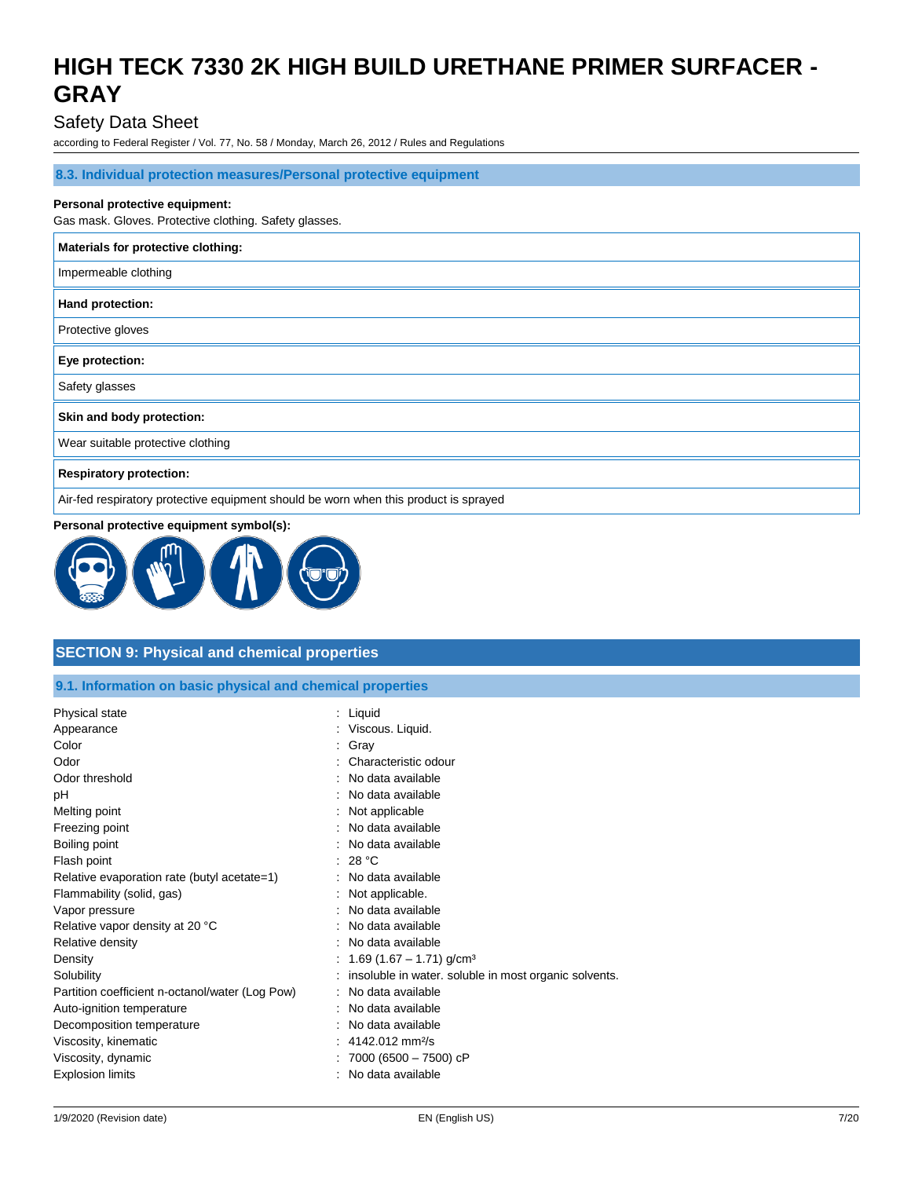### 8.3. Individual protection measures/Personal protective equipment

**Personal protective equipment:**

Gas mask. Gloves. Protective clothing. Safety glasses.

| **Materials for protective clothing:** |
|---|
| Impermeable clothing |

| **Hand protection:** |
|---|
| Protective gloves |

| **Eye protection:** |
|---|
| Safety glasses |

| **Skin and body protection:** |
|---|
| Wear suitable protective clothing |

| **Respiratory protection:** |
|---|
| Air-fed respiratory protective equipment should be worn when this product is sprayed |

**Personal protective equipment symbol(s):**

## SECTION 9: Physical and chemical properties

### 9.1. Information on basic physical and chemical properties

| | |
|---|---|
| Physical state | : Liquid |
| Appearance | : Viscous. Liquid. |
| Color | : Gray |
| Odor | : Characteristic odour |
| Odor threshold | : No data available |
| pH | : No data available |
| Melting point | : Not applicable |
| Freezing point | : No data available |
| Boiling point | : No data available |
| Flash point | : 28 °C |
| Relative evaporation rate (butyl acetate=1) | : No data available |
| Flammability (solid, gas) | : Not applicable. |
| Vapor pressure | : No data available |
| Relative vapor density at 20 °C | : No data available |
| Relative density | : No data available |
| Density | : 1.69 (1.67 – 1.71) g/cm³ |
| Solubility | : insoluble in water. soluble in most organic solvents. |
| Partition coefficient n-octanol/water (Log Pow) | : No data available |
| Auto-ignition temperature | : No data available |
| Decomposition temperature | : No data available |
| Viscosity, kinematic | : 4142.012 mm²/s |
| Viscosity, dynamic | : 7000 (6500 – 7500) cP |
| Explosion limits | : No data available |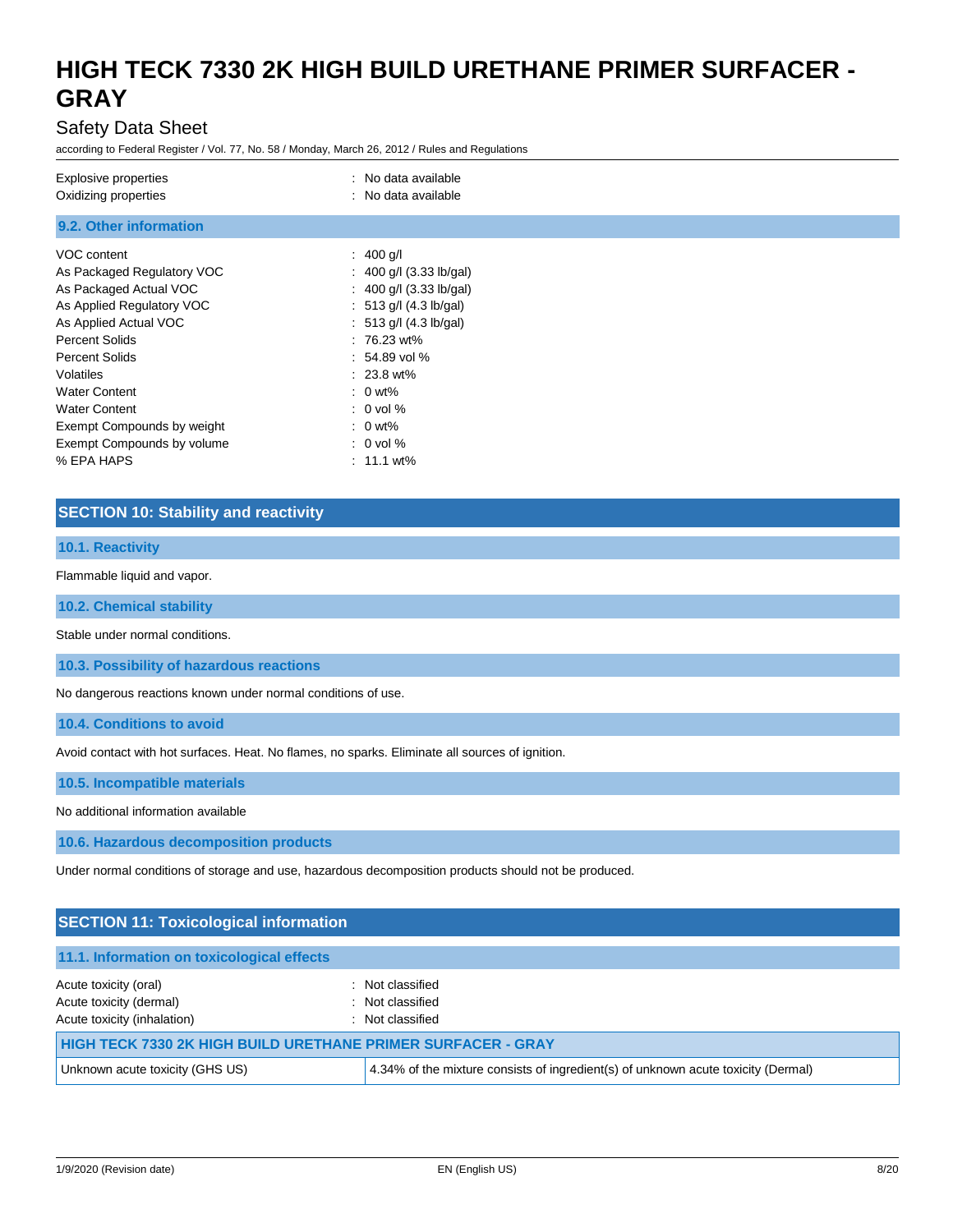| | |
|---|---|
| Explosive properties | : No data available |
| Oxidizing properties | : No data available |

### 9.2. Other information

| | |
|---|---|
| VOC content | : 400 g/l |
| As Packaged Regulatory VOC | : 400 g/l (3.33 lb/gal) |
| As Packaged Actual VOC | : 400 g/l (3.33 lb/gal) |
| As Applied Regulatory VOC | : 513 g/l (4.3 lb/gal) |
| As Applied Actual VOC | : 513 g/l (4.3 lb/gal) |
| Percent Solids | : 76.23 wt% |
| Percent Solids | : 54.89 vol % |
| Volatiles | : 23.8 wt% |
| Water Content | : 0 wt% |
| Water Content | : 0 vol % |
| Exempt Compounds by weight | : 0 wt% |
| Exempt Compounds by volume | : 0 vol % |
| % EPA HAPS | : 11.1 wt% |

## SECTION 10: Stability and reactivity

### 10.1. Reactivity

Flammable liquid and vapor.

### 10.2. Chemical stability

Stable under normal conditions.

### 10.3. Possibility of hazardous reactions

No dangerous reactions known under normal conditions of use.

### 10.4. Conditions to avoid

Avoid contact with hot surfaces. Heat. No flames, no sparks. Eliminate all sources of ignition.

### 10.5. Incompatible materials

No additional information available

### 10.6. Hazardous decomposition products

Under normal conditions of storage and use, hazardous decomposition products should not be produced.

## SECTION 11: Toxicological information

### 11.1. Information on toxicological effects

| | |
|---|---|
| Acute toxicity (oral) | : Not classified |
| Acute toxicity (dermal) | : Not classified |
| Acute toxicity (inhalation) | : Not classified |

| HIGH TECK 7330 2K HIGH BUILD URETHANE PRIMER SURFACER - GRAY | |
|---|---|
| Unknown acute toxicity (GHS US) | 4.34% of the mixture consists of ingredient(s) of unknown acute toxicity (Dermal) |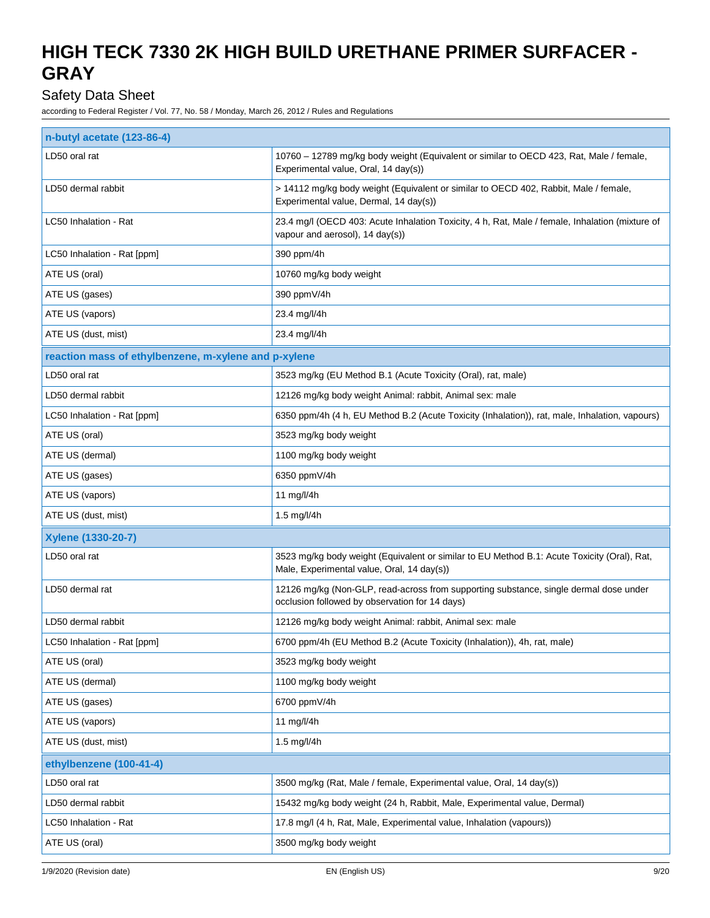| n-butyl acetate (123-86-4) | |
|---|---|
| LD50 oral rat | 10760 – 12789 mg/kg body weight (Equivalent or similar to OECD 423, Rat, Male / female, Experimental value, Oral, 14 day(s)) |
| LD50 dermal rabbit | > 14112 mg/kg body weight (Equivalent or similar to OECD 402, Rabbit, Male / female, Experimental value, Dermal, 14 day(s)) |
| LC50 Inhalation - Rat | 23.4 mg/l (OECD 403: Acute Inhalation Toxicity, 4 h, Rat, Male / female, Inhalation (mixture of vapour and aerosol), 14 day(s)) |
| LC50 Inhalation - Rat [ppm] | 390 ppm/4h |
| ATE US (oral) | 10760 mg/kg body weight |
| ATE US (gases) | 390 ppmV/4h |
| ATE US (vapors) | 23.4 mg/l/4h |
| ATE US (dust, mist) | 23.4 mg/l/4h |

| reaction mass of ethylbenzene, m-xylene and p-xylene | |
|---|---|
| LD50 oral rat | 3523 mg/kg (EU Method B.1 (Acute Toxicity (Oral), rat, male) |
| LD50 dermal rabbit | 12126 mg/kg body weight Animal: rabbit, Animal sex: male |
| LC50 Inhalation - Rat [ppm] | 6350 ppm/4h (4 h, EU Method B.2 (Acute Toxicity (Inhalation)), rat, male, Inhalation, vapours) |
| ATE US (oral) | 3523 mg/kg body weight |
| ATE US (dermal) | 1100 mg/kg body weight |
| ATE US (gases) | 6350 ppmV/4h |
| ATE US (vapors) | 11 mg/l/4h |
| ATE US (dust, mist) | 1.5 mg/l/4h |

| Xylene (1330-20-7) | |
|---|---|
| LD50 oral rat | 3523 mg/kg body weight (Equivalent or similar to EU Method B.1: Acute Toxicity (Oral), Rat, Male, Experimental value, Oral, 14 day(s)) |
| LD50 dermal rat | 12126 mg/kg (Non-GLP, read-across from supporting substance, single dermal dose under occlusion followed by observation for 14 days) |
| LD50 dermal rabbit | 12126 mg/kg body weight Animal: rabbit, Animal sex: male |
| LC50 Inhalation - Rat [ppm] | 6700 ppm/4h (EU Method B.2 (Acute Toxicity (Inhalation)), 4h, rat, male) |
| ATE US (oral) | 3523 mg/kg body weight |
| ATE US (dermal) | 1100 mg/kg body weight |
| ATE US (gases) | 6700 ppmV/4h |
| ATE US (vapors) | 11 mg/l/4h |
| ATE US (dust, mist) | 1.5 mg/l/4h |

| ethylbenzene (100-41-4) | |
|---|---|
| LD50 oral rat | 3500 mg/kg (Rat, Male / female, Experimental value, Oral, 14 day(s)) |
| LD50 dermal rabbit | 15432 mg/kg body weight (24 h, Rabbit, Male, Experimental value, Dermal) |
| LC50 Inhalation - Rat | 17.8 mg/l (4 h, Rat, Male, Experimental value, Inhalation (vapours)) |
| ATE US (oral) | 3500 mg/kg body weight |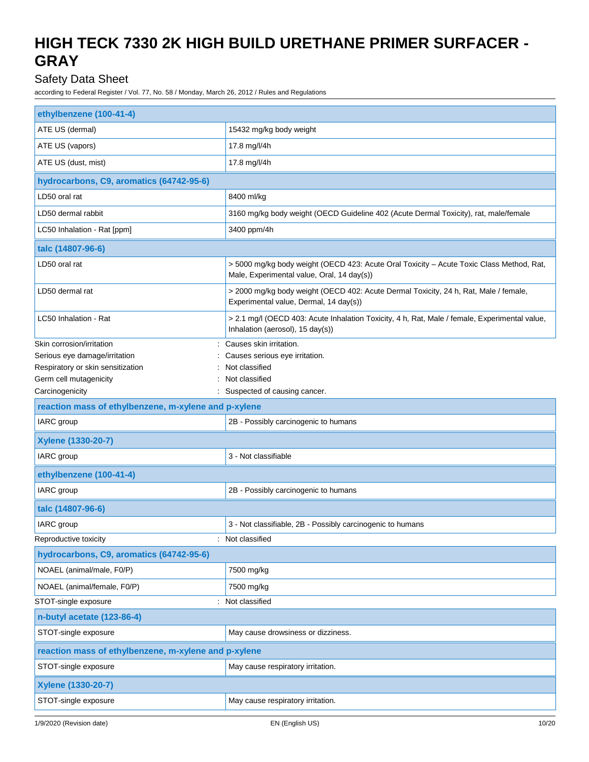| ethylbenzene (100-41-4) | |
|---|---|
| ATE US (dermal) | 15432 mg/kg body weight |
| ATE US (vapors) | 17.8 mg/l/4h |
| ATE US (dust, mist) | 17.8 mg/l/4h |

| hydrocarbons, C9, aromatics (64742-95-6) | |
|---|---|
| LD50 oral rat | 8400 ml/kg |
| LD50 dermal rabbit | 3160 mg/kg body weight (OECD Guideline 402 (Acute Dermal Toxicity), rat, male/female |
| LC50 Inhalation - Rat [ppm] | 3400 ppm/4h |

| talc (14807-96-6) | |
|---|---|
| LD50 oral rat | > 5000 mg/kg body weight (OECD 423: Acute Oral Toxicity – Acute Toxic Class Method, Rat, Male, Experimental value, Oral, 14 day(s)) |
| LD50 dermal rat | > 2000 mg/kg body weight (OECD 402: Acute Dermal Toxicity, 24 h, Rat, Male / female, Experimental value, Dermal, 14 day(s)) |
| LC50 Inhalation - Rat | > 2.1 mg/l (OECD 403: Acute Inhalation Toxicity, 4 h, Rat, Male / female, Experimental value, Inhalation (aerosol), 15 day(s)) |

Skin corrosion/irritation : Causes skin irritation.

Serious eye damage/irritation : Causes serious eye irritation.

Respiratory or skin sensitization : Not classified

Germ cell mutagenicity : Not classified

Carcinogenicity : Suspected of causing cancer.

| reaction mass of ethylbenzene, m-xylene and p-xylene | |
|---|---|
| IARC group | 2B - Possibly carcinogenic to humans |

| Xylene (1330-20-7) | |
|---|---|
| IARC group | 3 - Not classifiable |

| ethylbenzene (100-41-4) | |
|---|---|
| IARC group | 2B - Possibly carcinogenic to humans |

| talc (14807-96-6) | |
|---|---|
| IARC group | 3 - Not classifiable, 2B - Possibly carcinogenic to humans |

Reproductive toxicity : Not classified

| hydrocarbons, C9, aromatics (64742-95-6) | |
|---|---|
| NOAEL (animal/male, F0/P) | 7500 mg/kg |
| NOAEL (animal/female, F0/P) | 7500 mg/kg |

STOT-single exposure : Not classified

| n-butyl acetate (123-86-4) | |
|---|---|
| STOT-single exposure | May cause drowsiness or dizziness. |

| reaction mass of ethylbenzene, m-xylene and p-xylene | |
|---|---|
| STOT-single exposure | May cause respiratory irritation. |

| Xylene (1330-20-7) | |
|---|---|
| STOT-single exposure | May cause respiratory irritation. |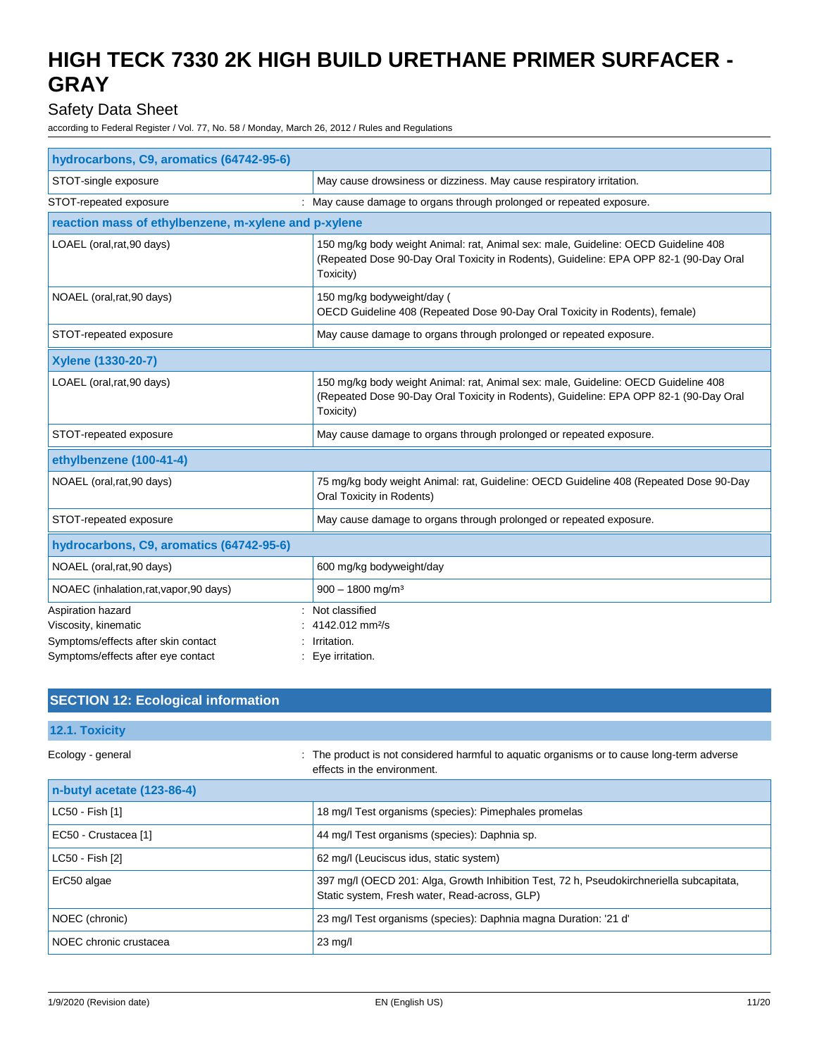| hydrocarbons, C9, aromatics (64742-95-6) | |
|---|---|
| STOT-single exposure | May cause drowsiness or dizziness. May cause respiratory irritation. |

STOT-repeated exposure : May cause damage to organs through prolonged or repeated exposure.

| reaction mass of ethylbenzene, m-xylene and p-xylene | |
|---|---|
| LOAEL (oral,rat,90 days) | 150 mg/kg body weight Animal: rat, Animal sex: male, Guideline: OECD Guideline 408 (Repeated Dose 90-Day Oral Toxicity in Rodents), Guideline: EPA OPP 82-1 (90-Day Oral Toxicity) |
| NOAEL (oral,rat,90 days) | 150 mg/kg bodyweight/day ( OECD Guideline 408 (Repeated Dose 90-Day Oral Toxicity in Rodents), female) |
| STOT-repeated exposure | May cause damage to organs through prolonged or repeated exposure. |

| Xylene (1330-20-7) | |
|---|---|
| LOAEL (oral,rat,90 days) | 150 mg/kg body weight Animal: rat, Animal sex: male, Guideline: OECD Guideline 408 (Repeated Dose 90-Day Oral Toxicity in Rodents), Guideline: EPA OPP 82-1 (90-Day Oral Toxicity) |
| STOT-repeated exposure | May cause damage to organs through prolonged or repeated exposure. |

| ethylbenzene (100-41-4) | |
|---|---|
| NOAEL (oral,rat,90 days) | 75 mg/kg body weight Animal: rat, Guideline: OECD Guideline 408 (Repeated Dose 90-Day Oral Toxicity in Rodents) |
| STOT-repeated exposure | May cause damage to organs through prolonged or repeated exposure. |

| hydrocarbons, C9, aromatics (64742-95-6) | |
|---|---|
| NOAEL (oral,rat,90 days) | 600 mg/kg bodyweight/day |
| NOAEC (inhalation,rat,vapor,90 days) | 900 – 1800 mg/m³ |

Aspiration hazard : Not classified

Viscosity, kinematic : 4142.012 mm²/s

Symptoms/effects after skin contact : Irritation.

Symptoms/effects after eye contact : Eye irritation.

## SECTION 12: Ecological information

### 12.1. Toxicity

Ecology - general : The product is not considered harmful to aquatic organisms or to cause long-term adverse effects in the environment.

| n-butyl acetate (123-86-4) | |
|---|---|
| LC50 - Fish [1] | 18 mg/l Test organisms (species): Pimephales promelas |
| EC50 - Crustacea [1] | 44 mg/l Test organisms (species): Daphnia sp. |
| LC50 - Fish [2] | 62 mg/l (Leuciscus idus, static system) |
| ErC50 algae | 397 mg/l (OECD 201: Alga, Growth Inhibition Test, 72 h, Pseudokirchneriella subcapitata, Static system, Fresh water, Read-across, GLP) |
| NOEC (chronic) | 23 mg/l Test organisms (species): Daphnia magna Duration: '21 d' |
| NOEC chronic crustacea | 23 mg/l |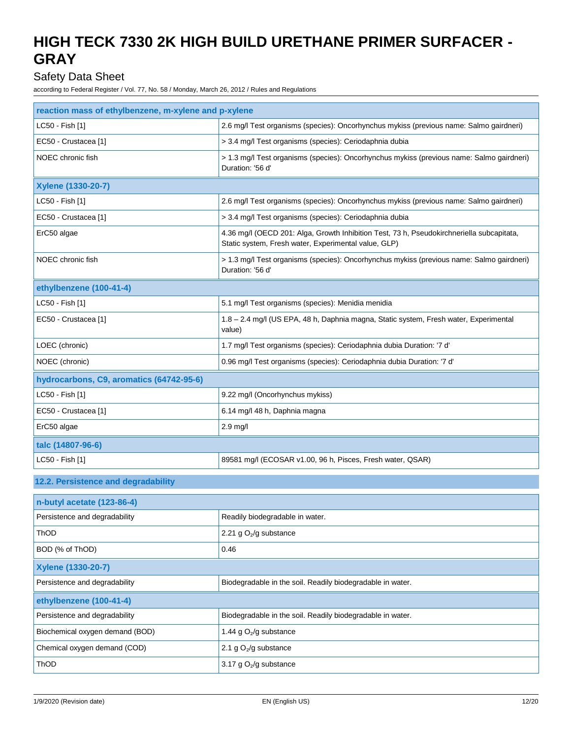| reaction mass of ethylbenzene, m-xylene and p-xylene | |
|---|---|
| LC50 - Fish [1] | 2.6 mg/l Test organisms (species): Oncorhynchus mykiss (previous name: Salmo gairdneri) |
| EC50 - Crustacea [1] | > 3.4 mg/l Test organisms (species): Ceriodaphnia dubia |
| NOEC chronic fish | > 1.3 mg/l Test organisms (species): Oncorhynchus mykiss (previous name: Salmo gairdneri) Duration: '56 d' |

| Xylene (1330-20-7) | |
|---|---|
| LC50 - Fish [1] | 2.6 mg/l Test organisms (species): Oncorhynchus mykiss (previous name: Salmo gairdneri) |
| EC50 - Crustacea [1] | > 3.4 mg/l Test organisms (species): Ceriodaphnia dubia |
| ErC50 algae | 4.36 mg/l (OECD 201: Alga, Growth Inhibition Test, 73 h, Pseudokirchneriella subcapitata, Static system, Fresh water, Experimental value, GLP) |
| NOEC chronic fish | > 1.3 mg/l Test organisms (species): Oncorhynchus mykiss (previous name: Salmo gairdneri) Duration: '56 d' |

| ethylbenzene (100-41-4) | |
|---|---|
| LC50 - Fish [1] | 5.1 mg/l Test organisms (species): Menidia menidia |
| EC50 - Crustacea [1] | 1.8 – 2.4 mg/l (US EPA, 48 h, Daphnia magna, Static system, Fresh water, Experimental value) |
| LOEC (chronic) | 1.7 mg/l Test organisms (species): Ceriodaphnia dubia Duration: '7 d' |
| NOEC (chronic) | 0.96 mg/l Test organisms (species): Ceriodaphnia dubia Duration: '7 d' |

| hydrocarbons, C9, aromatics (64742-95-6) | |
|---|---|
| LC50 - Fish [1] | 9.22 mg/l (Oncorhynchus mykiss) |
| EC50 - Crustacea [1] | 6.14 mg/l 48 h, Daphnia magna |
| ErC50 algae | 2.9 mg/l |

| talc (14807-96-6) | |
|---|---|
| LC50 - Fish [1] | 89581 mg/l (ECOSAR v1.00, 96 h, Pisces, Fresh water, QSAR) |

## 12.2. Persistence and degradability

| n-butyl acetate (123-86-4) | |
|---|---|
| Persistence and degradability | Readily biodegradable in water. |
| ThOD | 2.21 g $O_2$/g substance |
| BOD (% of ThOD) | 0.46 |

| Xylene (1330-20-7) | |
|---|---|
| Persistence and degradability | Biodegradable in the soil. Readily biodegradable in water. |

| ethylbenzene (100-41-4) | |
|---|---|
| Persistence and degradability | Biodegradable in the soil. Readily biodegradable in water. |
| Biochemical oxygen demand (BOD) | 1.44 g $O_2$/g substance |
| Chemical oxygen demand (COD) | 2.1 g $O_2$/g substance |
| ThOD | 3.17 g $O_2$/g substance |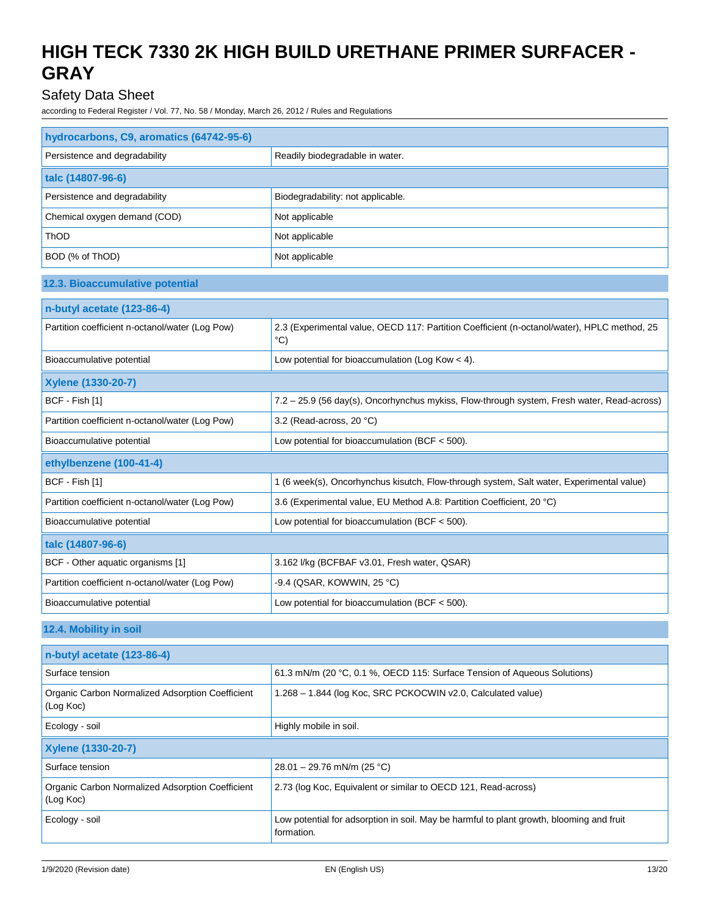| hydrocarbons, C9, aromatics (64742-95-6) | |
|---|---|
| Persistence and degradability | Readily biodegradable in water. |

| talc (14807-96-6) | |
|---|---|
| Persistence and degradability | Biodegradability: not applicable. |
| Chemical oxygen demand (COD) | Not applicable |
| ThOD | Not applicable |
| BOD (% of ThOD) | Not applicable |

## 12.3. Bioaccumulative potential

| n-butyl acetate (123-86-4) | |
|---|---|
| Partition coefficient n-octanol/water (Log Pow) | 2.3 (Experimental value, OECD 117: Partition Coefficient (n-octanol/water), HPLC method, 25 °C) |
| Bioaccumulative potential | Low potential for bioaccumulation (Log Kow < 4). |

| Xylene (1330-20-7) | |
|---|---|
| BCF - Fish [1] | 7.2 – 25.9 (56 day(s), Oncorhynchus mykiss, Flow-through system, Fresh water, Read-across) |
| Partition coefficient n-octanol/water (Log Pow) | 3.2 (Read-across, 20 °C) |
| Bioaccumulative potential | Low potential for bioaccumulation (BCF < 500). |

| ethylbenzene (100-41-4) | |
|---|---|
| BCF - Fish [1] | 1 (6 week(s), Oncorhynchus kisutch, Flow-through system, Salt water, Experimental value) |
| Partition coefficient n-octanol/water (Log Pow) | 3.6 (Experimental value, EU Method A.8: Partition Coefficient, 20 °C) |
| Bioaccumulative potential | Low potential for bioaccumulation (BCF < 500). |

| talc (14807-96-6) | |
|---|---|
| BCF - Other aquatic organisms [1] | 3.162 l/kg (BCFBAF v3.01, Fresh water, QSAR) |
| Partition coefficient n-octanol/water (Log Pow) | -9.4 (QSAR, KOWWIN, 25 °C) |
| Bioaccumulative potential | Low potential for bioaccumulation (BCF < 500). |

## 12.4. Mobility in soil

| n-butyl acetate (123-86-4) | |
|---|---|
| Surface tension | 61.3 mN/m (20 °C, 0.1 %, OECD 115: Surface Tension of Aqueous Solutions) |
| Organic Carbon Normalized Adsorption Coefficient (Log Koc) | 1.268 – 1.844 (log Koc, SRC PCKOCWIN v2.0, Calculated value) |
| Ecology - soil | Highly mobile in soil. |

| Xylene (1330-20-7) | |
|---|---|
| Surface tension | 28.01 – 29.76 mN/m (25 °C) |
| Organic Carbon Normalized Adsorption Coefficient (Log Koc) | 2.73 (log Koc, Equivalent or similar to OECD 121, Read-across) |
| Ecology - soil | Low potential for adsorption in soil. May be harmful to plant growth, blooming and fruit formation. |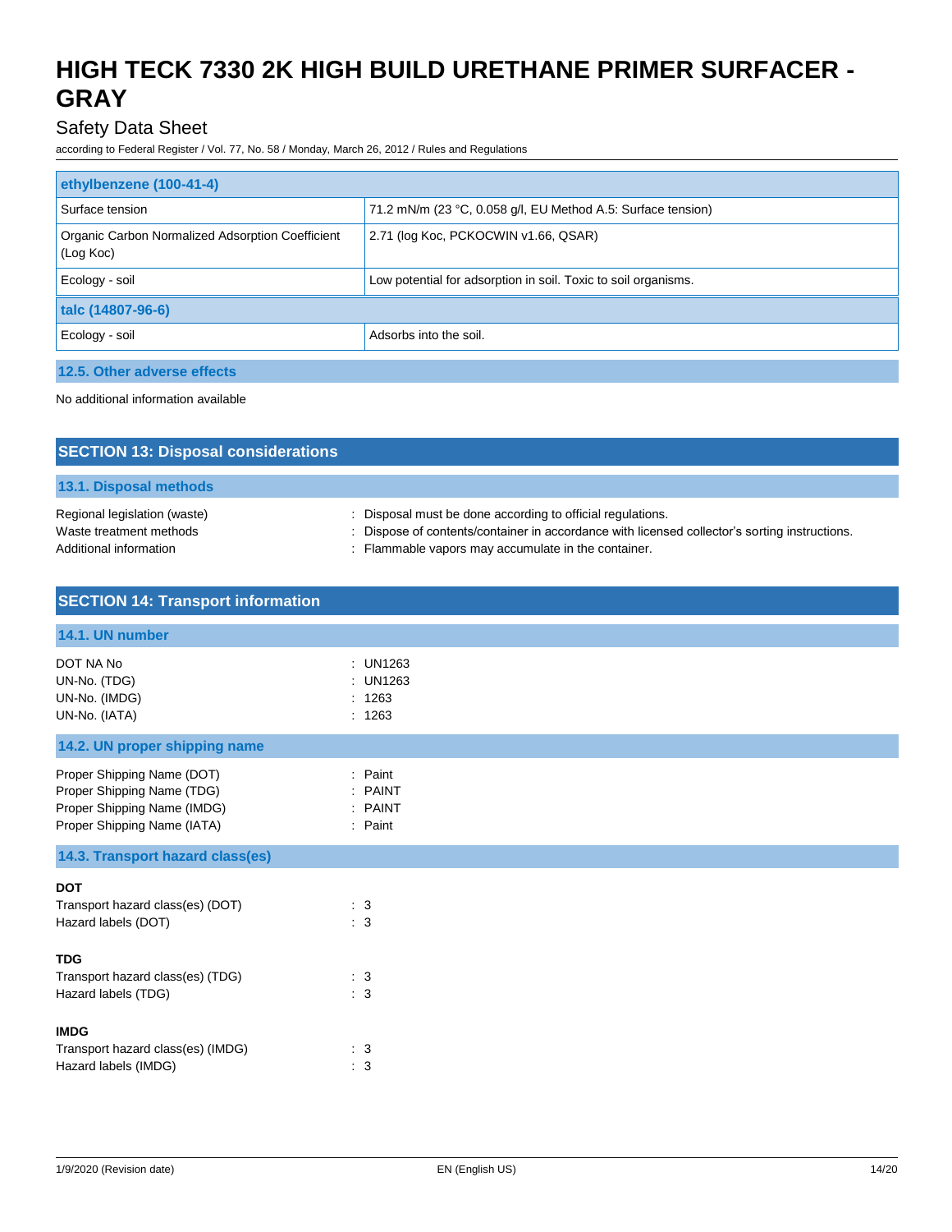| ethylbenzene (100-41-4) | |
|---|---|
| Surface tension | 71.2 mN/m (23 °C, 0.058 g/l, EU Method A.5: Surface tension) |
| Organic Carbon Normalized Adsorption Coefficient (Log Koc) | 2.71 (log Koc, PCKOCWIN v1.66, QSAR) |
| Ecology - soil | Low potential for adsorption in soil. Toxic to soil organisms. |

| talc (14807-96-6) | |
|---|---|
| Ecology - soil | Adsorbs into the soil. |

### 12.5. Other adverse effects

No additional information available

## SECTION 13: Disposal considerations

### 13.1. Disposal methods

Regional legislation (waste) : Disposal must be done according to official regulations.

Waste treatment methods : Dispose of contents/container in accordance with licensed collector's sorting instructions.

Additional information : Flammable vapors may accumulate in the container.

## SECTION 14: Transport information

### 14.1. UN number

DOT NA No : UN1263

UN-No. (TDG) : UN1263

UN-No. (IMDG) : 1263

UN-No. (IATA) : 1263

### 14.2. UN proper shipping name

Proper Shipping Name (DOT) : Paint

Proper Shipping Name (TDG) : PAINT

Proper Shipping Name (IMDG) : PAINT

Proper Shipping Name (IATA) : Paint

### 14.3. Transport hazard class(es)

**DOT**

Transport hazard class(es) (DOT) : 3

Hazard labels (DOT) : 3

**TDG**

Transport hazard class(es) (TDG) : 3

Hazard labels (TDG) : 3

**IMDG**

Transport hazard class(es) (IMDG) : 3

Hazard labels (IMDG) : 3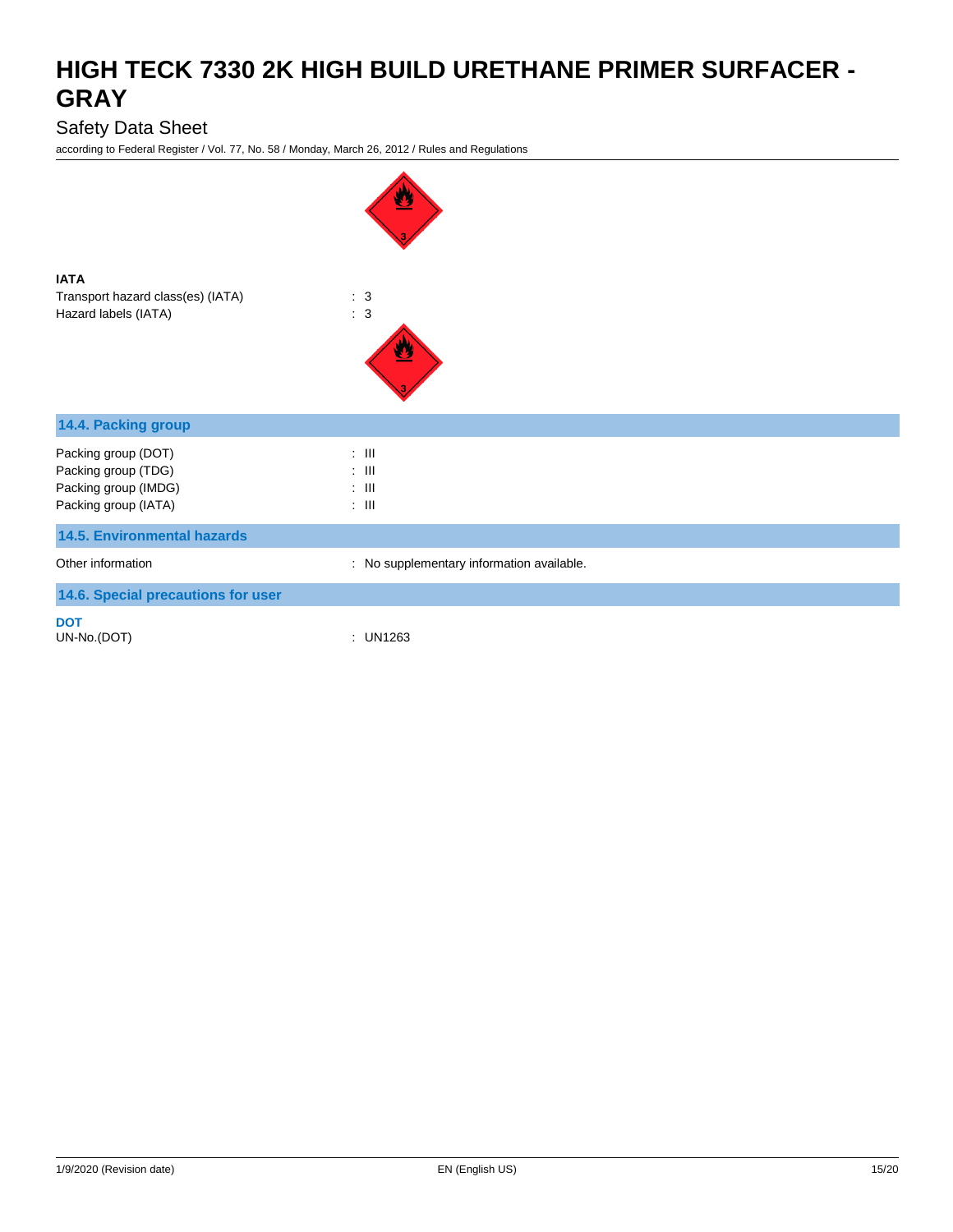**IATA**

Transport hazard class(es) (IATA) : 3

Hazard labels (IATA) : 3

## 14.4. Packing group

Packing group (DOT) : III

Packing group (TDG) : III

Packing group (IMDG) : III

Packing group (IATA) : III

## 14.5. Environmental hazards

Other information : No supplementary information available.

## 14.6. Special precautions for user

**DOT**

UN-No.(DOT) : UN1263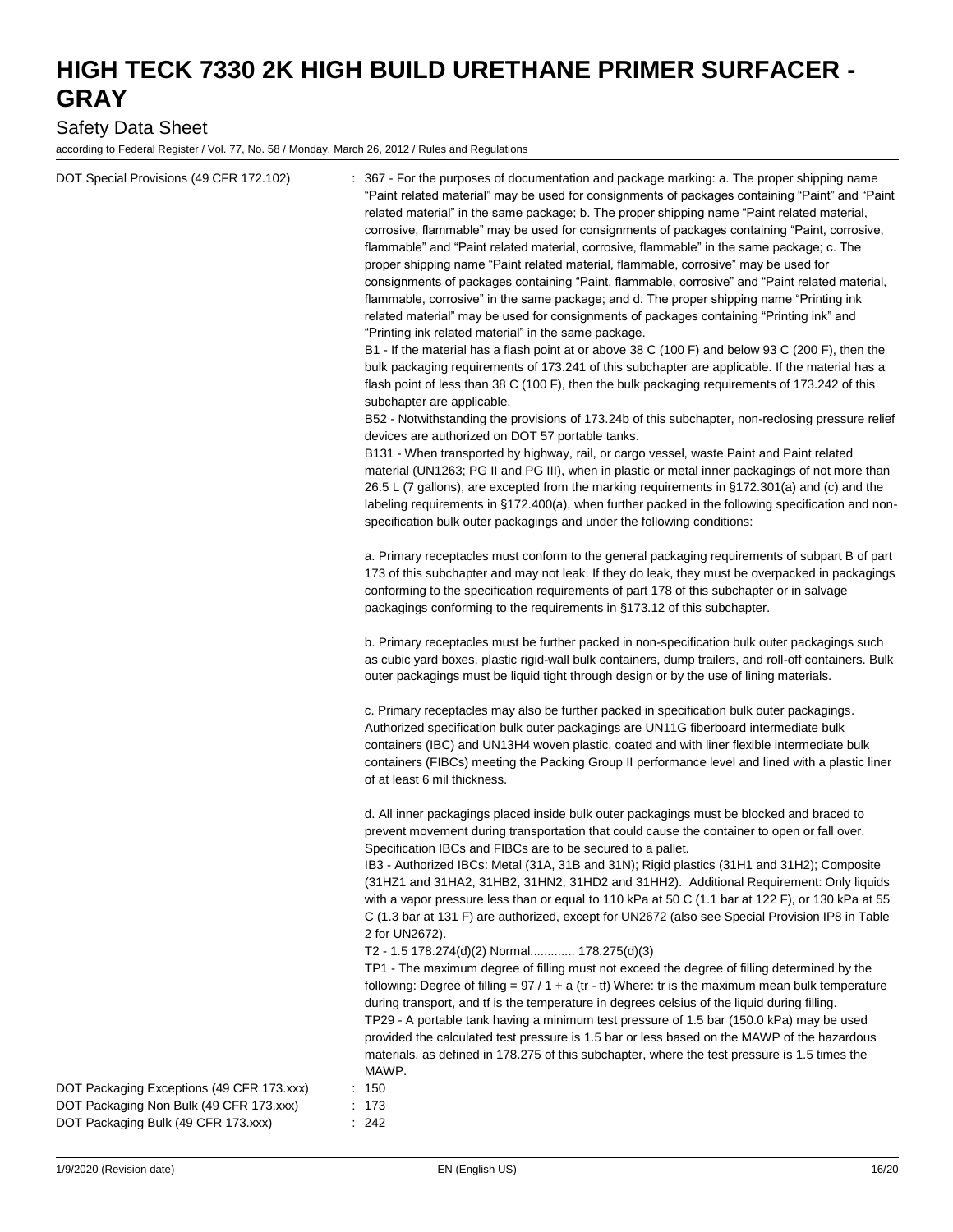DOT Special Provisions (49 CFR 172.102) : 367 - For the purposes of documentation and package marking: a. The proper shipping name "Paint related material" may be used for consignments of packages containing "Paint" and "Paint related material" in the same package; b. The proper shipping name "Paint related material, corrosive, flammable" may be used for consignments of packages containing "Paint, corrosive, flammable" and "Paint related material, corrosive, flammable" in the same package; c. The proper shipping name "Paint related material, flammable, corrosive" may be used for consignments of packages containing "Paint, flammable, corrosive" and "Paint related material, flammable, corrosive" in the same package; and d. The proper shipping name "Printing ink related material" may be used for consignments of packages containing "Printing ink" and "Printing ink related material" in the same package.

B1 - If the material has a flash point at or above 38 C (100 F) and below 93 C (200 F), then the bulk packaging requirements of 173.241 of this subchapter are applicable. If the material has a flash point of less than 38 C (100 F), then the bulk packaging requirements of 173.242 of this subchapter are applicable.

B52 - Notwithstanding the provisions of 173.24b of this subchapter, non-reclosing pressure relief devices are authorized on DOT 57 portable tanks.

B131 - When transported by highway, rail, or cargo vessel, waste Paint and Paint related material (UN1263; PG II and PG III), when in plastic or metal inner packagings of not more than 26.5 L (7 gallons), are excepted from the marking requirements in §172.301(a) and (c) and the labeling requirements in §172.400(a), when further packed in the following specification and non-specification bulk outer packagings and under the following conditions:

a. Primary receptacles must conform to the general packaging requirements of subpart B of part 173 of this subchapter and may not leak. If they do leak, they must be overpacked in packagings conforming to the specification requirements of part 178 of this subchapter or in salvage packagings conforming to the requirements in §173.12 of this subchapter.

b. Primary receptacles must be further packed in non-specification bulk outer packagings such as cubic yard boxes, plastic rigid-wall bulk containers, dump trailers, and roll-off containers. Bulk outer packagings must be liquid tight through design or by the use of lining materials.

c. Primary receptacles may also be further packed in specification bulk outer packagings. Authorized specification bulk outer packagings are UN11G fiberboard intermediate bulk containers (IBC) and UN13H4 woven plastic, coated and with liner flexible intermediate bulk containers (FIBCs) meeting the Packing Group II performance level and lined with a plastic liner of at least 6 mil thickness.

d. All inner packagings placed inside bulk outer packagings must be blocked and braced to prevent movement during transportation that could cause the container to open or fall over. Specification IBCs and FIBCs are to be secured to a pallet.

IB3 - Authorized IBCs: Metal (31A, 31B and 31N); Rigid plastics (31H1 and 31H2); Composite (31HZ1 and 31HA2, 31HB2, 31HN2, 31HD2 and 31HH2). Additional Requirement: Only liquids with a vapor pressure less than or equal to 110 kPa at 50 C (1.1 bar at 122 F), or 130 kPa at 55 C (1.3 bar at 131 F) are authorized, except for UN2672 (also see Special Provision IP8 in Table 2 for UN2672).

T2 - 1.5 178.274(d)(2) Normal............. 178.275(d)(3)

TP1 - The maximum degree of filling must not exceed the degree of filling determined by the following: Degree of filling = 97 / 1 + a (tr - tf) Where: tr is the maximum mean bulk temperature during transport, and tf is the temperature in degrees celsius of the liquid during filling.

TP29 - A portable tank having a minimum test pressure of 1.5 bar (150.0 kPa) may be used provided the calculated test pressure is 1.5 bar or less based on the MAWP of the hazardous materials, as defined in 178.275 of this subchapter, where the test pressure is 1.5 times the MAWP.

DOT Packaging Exceptions (49 CFR 173.xxx) : 150

DOT Packaging Non Bulk (49 CFR 173.xxx) : 173

DOT Packaging Bulk (49 CFR 173.xxx) : 242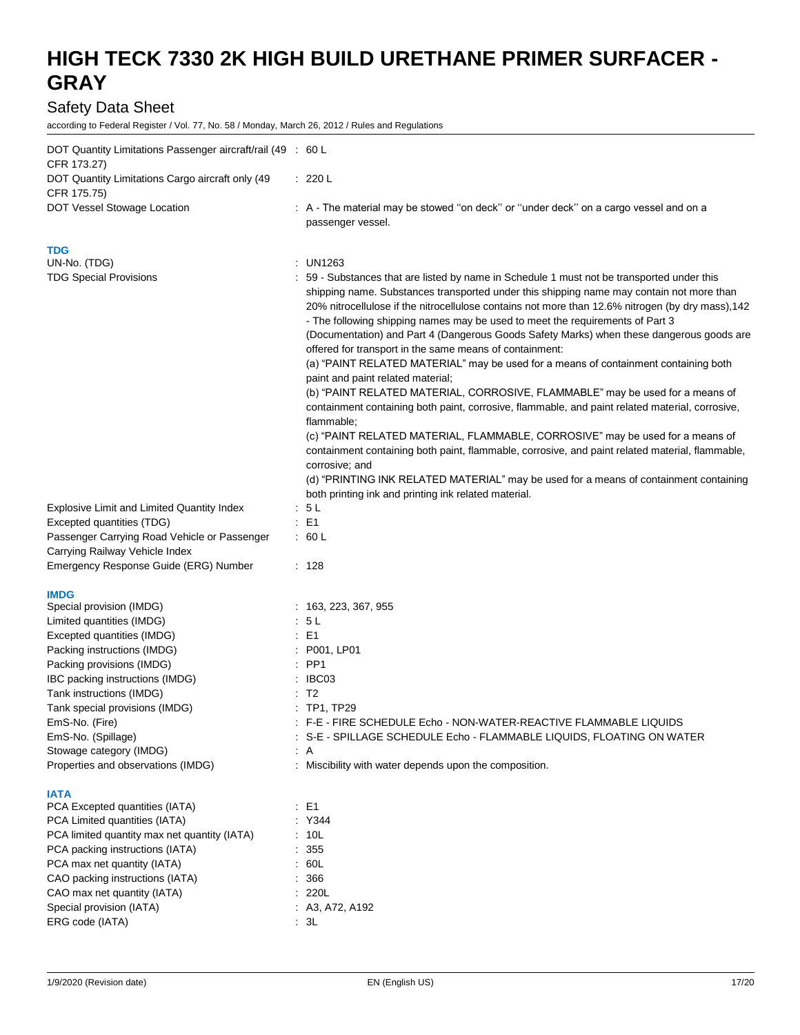DOT Quantity Limitations Passenger aircraft/rail (49 CFR 173.27) : 60 L

DOT Quantity Limitations Cargo aircraft only (49 CFR 175.75) : 220 L

DOT Vessel Stowage Location : A - The material may be stowed ''on deck'' or ''under deck'' on a cargo vessel and on a passenger vessel.

### TDG

| | |
|---|---|
| UN-No. (TDG) | : UN1263 |
| TDG Special Provisions | : 59 - Substances that are listed by name in Schedule 1 must not be transported under this shipping name. Substances transported under this shipping name may contain not more than 20% nitrocellulose if the nitrocellulose contains not more than 12.6% nitrogen (by dry mass),142 - The following shipping names may be used to meet the requirements of Part 3 (Documentation) and Part 4 (Dangerous Goods Safety Marks) when these dangerous goods are offered for transport in the same means of containment:<br>(a) "PAINT RELATED MATERIAL" may be used for a means of containment containing both paint and paint related material;<br>(b) "PAINT RELATED MATERIAL, CORROSIVE, FLAMMABLE" may be used for a means of containment containing both paint, corrosive, flammable, and paint related material, corrosive, flammable;<br>(c) "PAINT RELATED MATERIAL, FLAMMABLE, CORROSIVE" may be used for a means of containment containing both paint, flammable, corrosive, and paint related material, flammable, corrosive; and<br>(d) "PRINTING INK RELATED MATERIAL" may be used for a means of containment containing both printing ink and printing ink related material. |
| Explosive Limit and Limited Quantity Index | : 5 L |
| Excepted quantities (TDG) | : E1 |
| Passenger Carrying Road Vehicle or Passenger Carrying Railway Vehicle Index | : 60 L |
| Emergency Response Guide (ERG) Number | : 128 |

### IMDG

| | |
|---|---|
| Special provision (IMDG) | : 163, 223, 367, 955 |
| Limited quantities (IMDG) | : 5 L |
| Excepted quantities (IMDG) | : E1 |
| Packing instructions (IMDG) | : P001, LP01 |
| Packing provisions (IMDG) | : PP1 |
| IBC packing instructions (IMDG) | : IBC03 |
| Tank instructions (IMDG) | : T2 |
| Tank special provisions (IMDG) | : TP1, TP29 |
| EmS-No. (Fire) | : F-E - FIRE SCHEDULE Echo - NON-WATER-REACTIVE FLAMMABLE LIQUIDS |
| EmS-No. (Spillage) | : S-E - SPILLAGE SCHEDULE Echo - FLAMMABLE LIQUIDS, FLOATING ON WATER |
| Stowage category (IMDG) | : A |
| Properties and observations (IMDG) | : Miscibility with water depends upon the composition. |

### IATA

| | |
|---|---|
| PCA Excepted quantities (IATA) | : E1 |
| PCA Limited quantities (IATA) | : Y344 |
| PCA limited quantity max net quantity (IATA) | : 10L |
| PCA packing instructions (IATA) | : 355 |
| PCA max net quantity (IATA) | : 60L |
| CAO packing instructions (IATA) | : 366 |
| CAO max net quantity (IATA) | : 220L |
| Special provision (IATA) | : A3, A72, A192 |
| ERG code (IATA) | : 3L |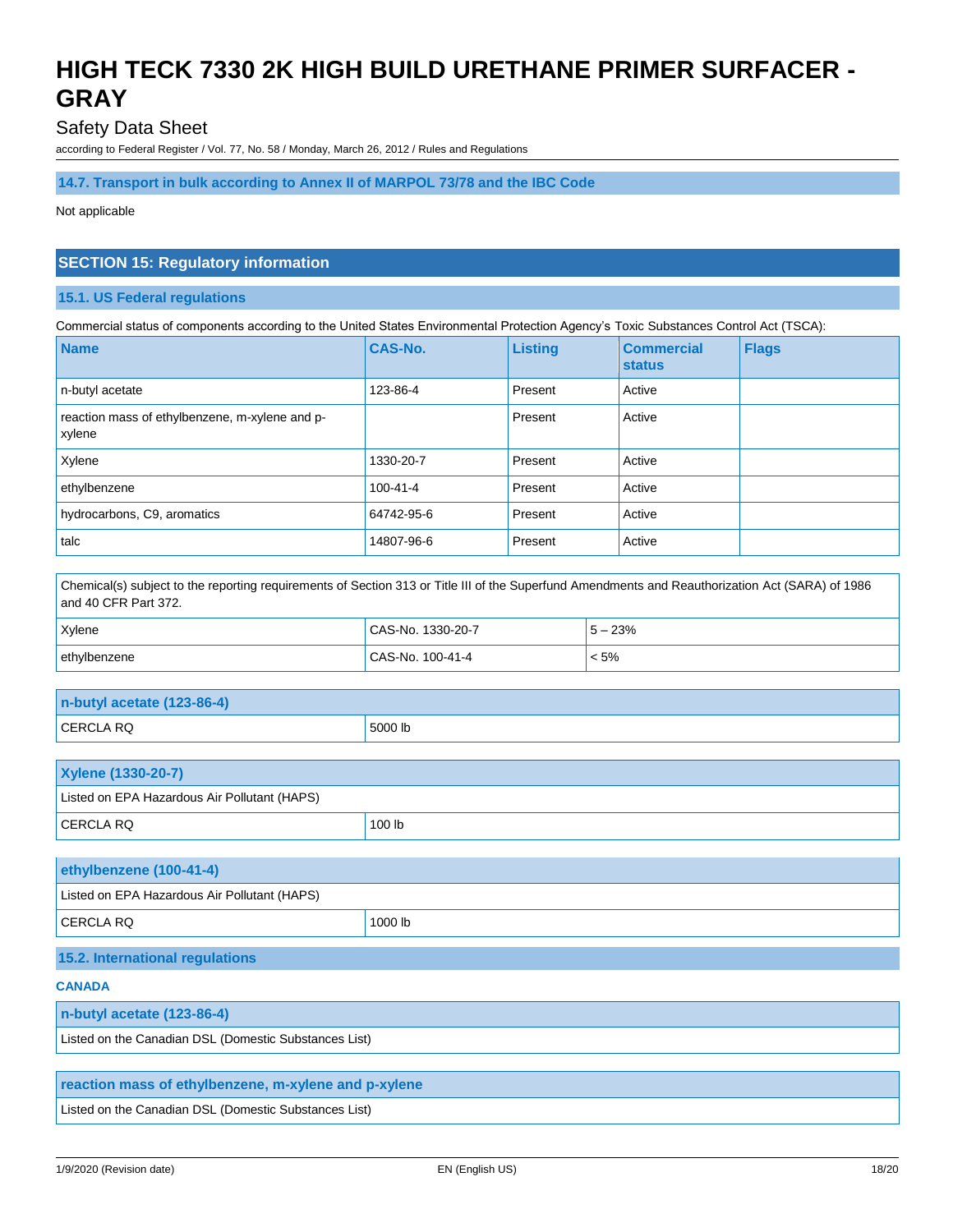### 14.7. Transport in bulk according to Annex II of MARPOL 73/78 and the IBC Code

Not applicable

## SECTION 15: Regulatory information

### 15.1. US Federal regulations

Commercial status of components according to the United States Environmental Protection Agency's Toxic Substances Control Act (TSCA):

| Name | CAS-No. | Listing | Commercial status | Flags |
|---|---|---|---|---|
| n-butyl acetate | 123-86-4 | Present | Active | |
| reaction mass of ethylbenzene, m-xylene and p-xylene | | Present | Active | |
| Xylene | 1330-20-7 | Present | Active | |
| ethylbenzene | 100-41-4 | Present | Active | |
| hydrocarbons, C9, aromatics | 64742-95-6 | Present | Active | |
| talc | 14807-96-6 | Present | Active | |

| Chemical(s) subject to the reporting requirements of Section 313 or Title III of the Superfund Amendments and Reauthorization Act (SARA) of 1986 and 40 CFR Part 372. | | |
|---|---|---|
| Xylene | CAS-No. 1330-20-7 | 5 – 23% |
| ethylbenzene | CAS-No. 100-41-4 | < 5% |

| n-butyl acetate (123-86-4) | |
|---|---|
| CERCLA RQ | 5000 lb |

| Xylene (1330-20-7) | |
|---|---|
| Listed on EPA Hazardous Air Pollutant (HAPS) | |
| CERCLA RQ | 100 lb |

| ethylbenzene (100-41-4) | |
|---|---|
| Listed on EPA Hazardous Air Pollutant (HAPS) | |
| CERCLA RQ | 1000 lb |

### 15.2. International regulations

**CANADA**

| n-butyl acetate (123-86-4) |
|---|
| Listed on the Canadian DSL (Domestic Substances List) |

| reaction mass of ethylbenzene, m-xylene and p-xylene |
|---|
| Listed on the Canadian DSL (Domestic Substances List) |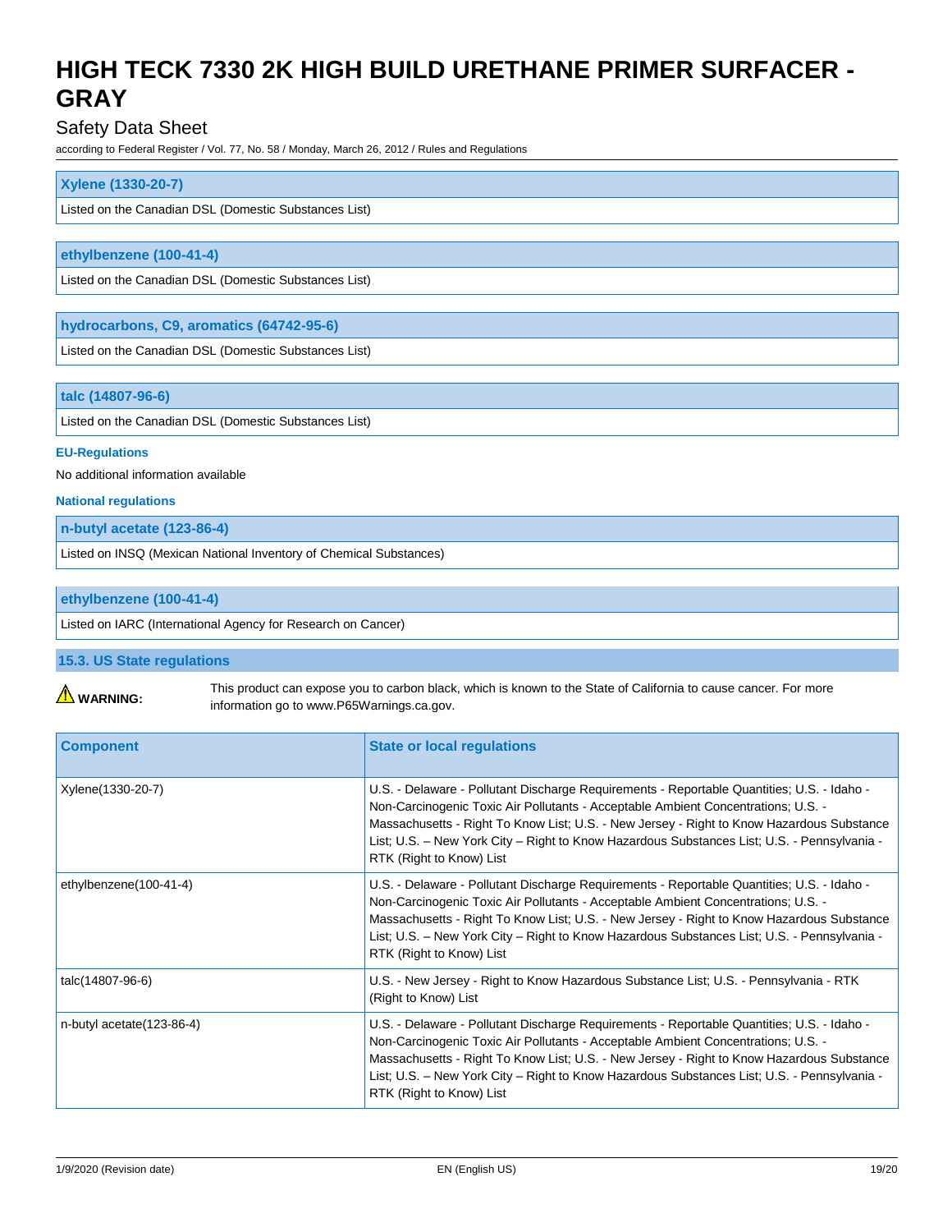| Xylene (1330-20-7) |
| --- |
| Listed on the Canadian DSL (Domestic Substances List) |

| ethylbenzene (100-41-4) |
| --- |
| Listed on the Canadian DSL (Domestic Substances List) |

| hydrocarbons, C9, aromatics (64742-95-6) |
| --- |
| Listed on the Canadian DSL (Domestic Substances List) |

| talc (14807-96-6) |
| --- |
| Listed on the Canadian DSL (Domestic Substances List) |

#### EU-Regulations

No additional information available

#### National regulations

| n-butyl acetate (123-86-4) |
| --- |
| Listed on INSQ (Mexican National Inventory of Chemical Substances) |

| ethylbenzene (100-41-4) |
| --- |
| Listed on IARC (International Agency for Research on Cancer) |

### 15.3. US State regulations

⚠ **WARNING:** This product can expose you to carbon black, which is known to the State of California to cause cancer. For more information go to www.P65Warnings.ca.gov.

| Component | State or local regulations |
| --- | --- |
| Xylene(1330-20-7) | U.S. - Delaware - Pollutant Discharge Requirements - Reportable Quantities; U.S. - Idaho - Non-Carcinogenic Toxic Air Pollutants - Acceptable Ambient Concentrations; U.S. - Massachusetts - Right To Know List; U.S. - New Jersey - Right to Know Hazardous Substance List; U.S. – New York City – Right to Know Hazardous Substances List; U.S. - Pennsylvania - RTK (Right to Know) List |
| ethylbenzene(100-41-4) | U.S. - Delaware - Pollutant Discharge Requirements - Reportable Quantities; U.S. - Idaho - Non-Carcinogenic Toxic Air Pollutants - Acceptable Ambient Concentrations; U.S. - Massachusetts - Right To Know List; U.S. - New Jersey - Right to Know Hazardous Substance List; U.S. – New York City – Right to Know Hazardous Substances List; U.S. - Pennsylvania - RTK (Right to Know) List |
| talc(14807-96-6) | U.S. - New Jersey - Right to Know Hazardous Substance List; U.S. - Pennsylvania - RTK (Right to Know) List |
| n-butyl acetate(123-86-4) | U.S. - Delaware - Pollutant Discharge Requirements - Reportable Quantities; U.S. - Idaho - Non-Carcinogenic Toxic Air Pollutants - Acceptable Ambient Concentrations; U.S. - Massachusetts - Right To Know List; U.S. - New Jersey - Right to Know Hazardous Substance List; U.S. – New York City – Right to Know Hazardous Substances List; U.S. - Pennsylvania - RTK (Right to Know) List |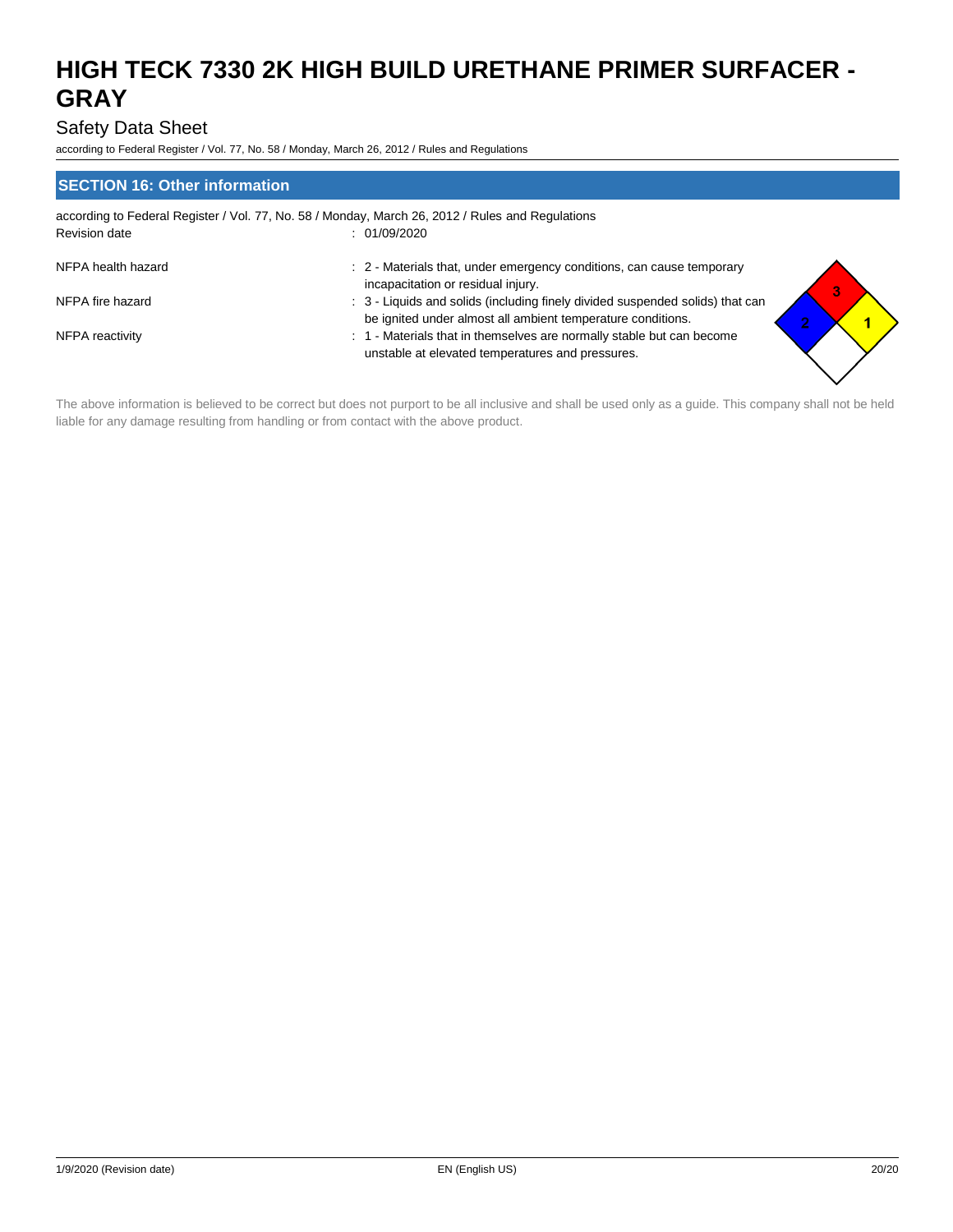## SECTION 16: Other information

according to Federal Register / Vol. 77, No. 58 / Monday, March 26, 2012 / Rules and Regulations

| | |
|---|---|
| Revision date | : 01/09/2020 |
| NFPA health hazard | : 2 - Materials that, under emergency conditions, can cause temporary incapacitation or residual injury. |
| NFPA fire hazard | : 3 - Liquids and solids (including finely divided suspended solids) that can be ignited under almost all ambient temperature conditions. |
| NFPA reactivity | : 1 - Materials that in themselves are normally stable but can become unstable at elevated temperatures and pressures. |

3

2

1

The above information is believed to be correct but does not purport to be all inclusive and shall be used only as a guide. This company shall not be held liable for any damage resulting from handling or from contact with the above product.